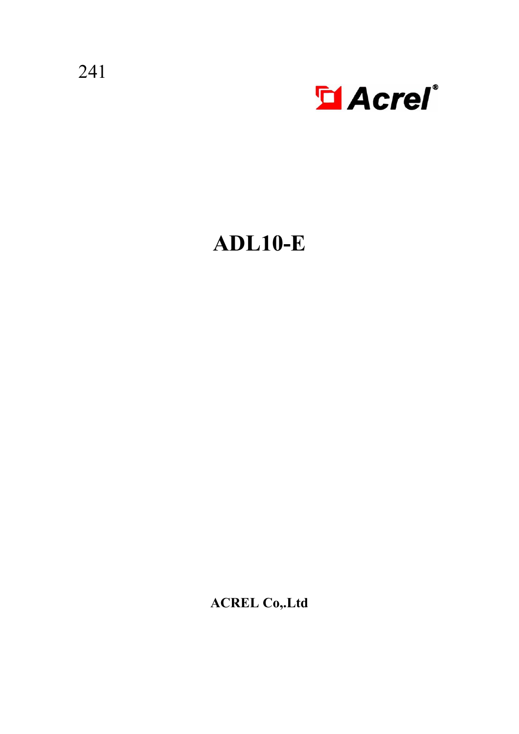241

Acrel®

# ADL10-E

**ACREL Co,.Ltd**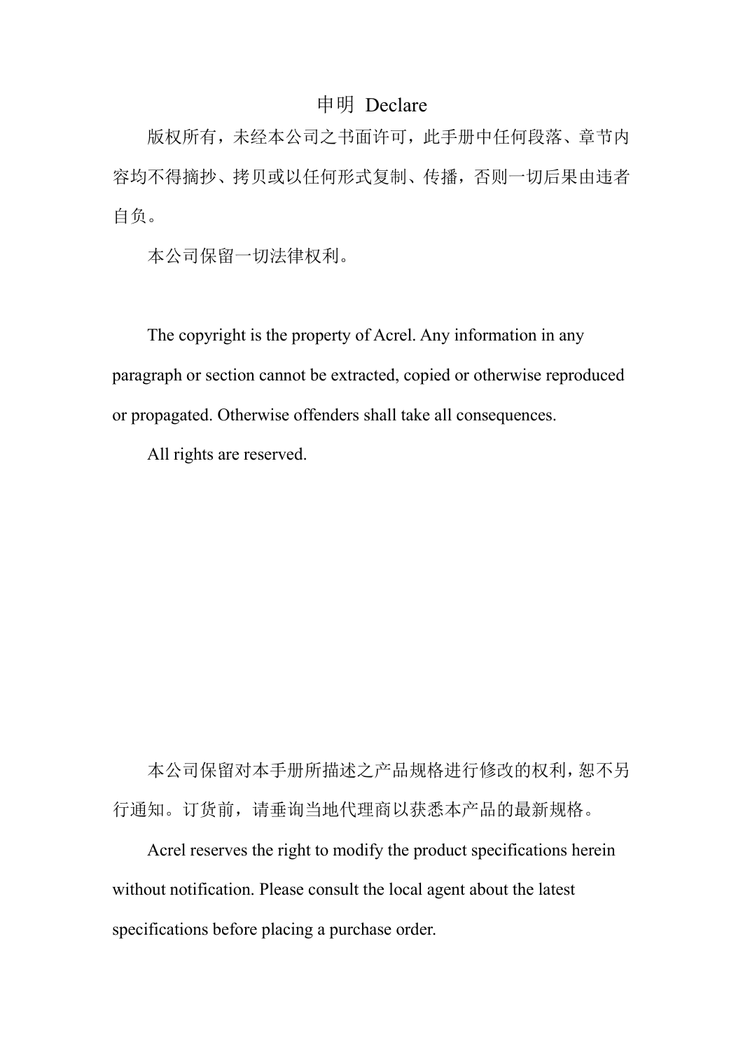# 申明 Declare

版权所有，未经本公司之书面许可，此手册中任何段落、章节内容均不得摘抄、拷贝或以任何形式复制、传播，否则一切后果由违者自负。

本公司保留一切法律权利。

The copyright is the property of Acrel. Any information in any paragraph or section cannot be extracted, copied or otherwise reproduced or propagated. Otherwise offenders shall take all consequences.

All rights are reserved.

本公司保留对本手册所描述之产品规格进行修改的权利，恕不另行通知。订货前，请垂询当地代理商以获悉本产品的最新规格。

Acrel reserves the right to modify the product specifications herein without notification. Please consult the local agent about the latest specifications before placing a purchase order.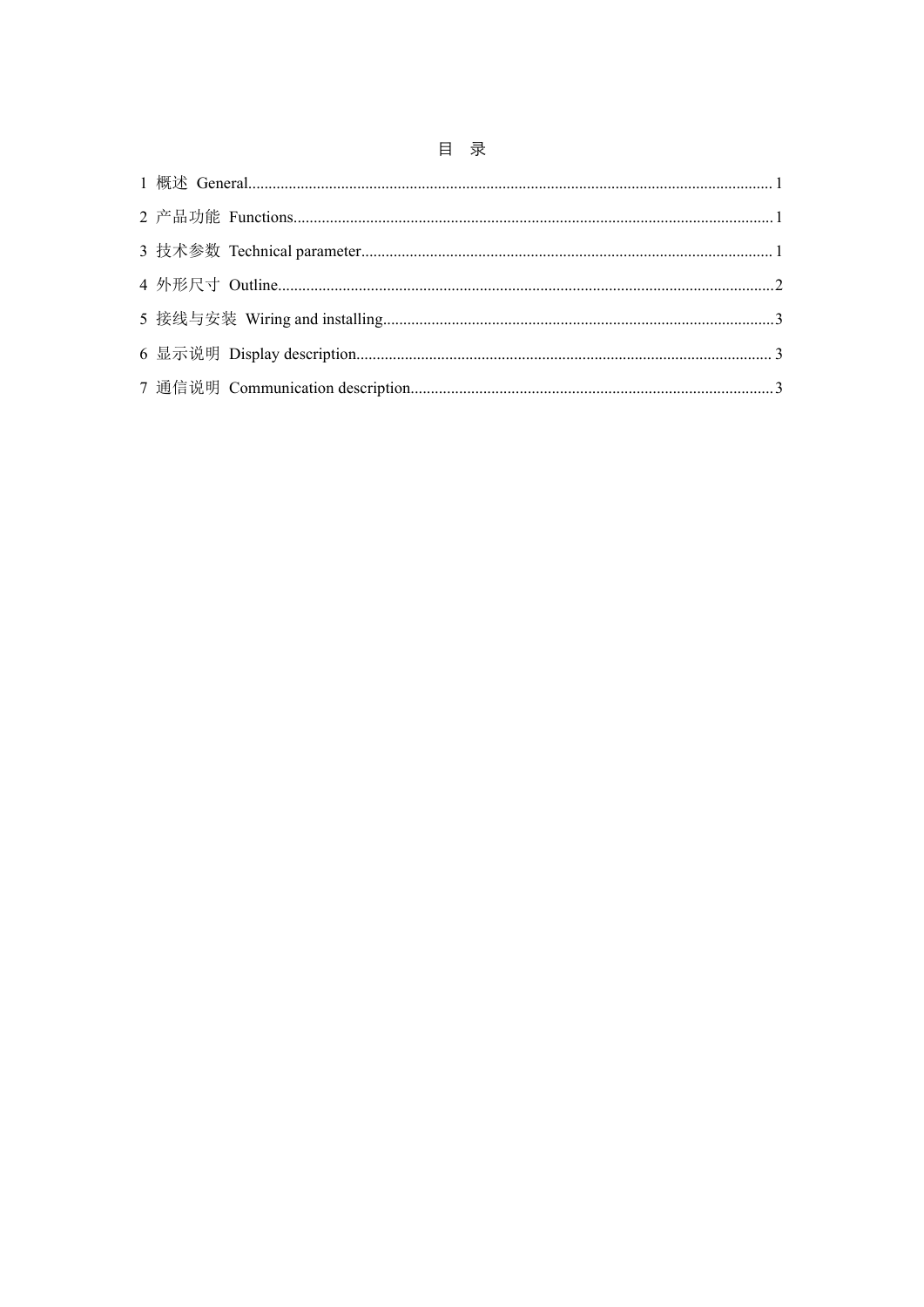# 目 录

1 概述 General........................................................................................................................1

2 产品功能 Functions...............................................................................................................1

3 技术参数 Technical parameter.............................................................................................1

4 外形尺寸 Outline..................................................................................................................2

5 接线与安装 Wiring and installing.......................................................................................3

6 显示说明 Display description..............................................................................................3

7 通信说明 Communication description.................................................................................3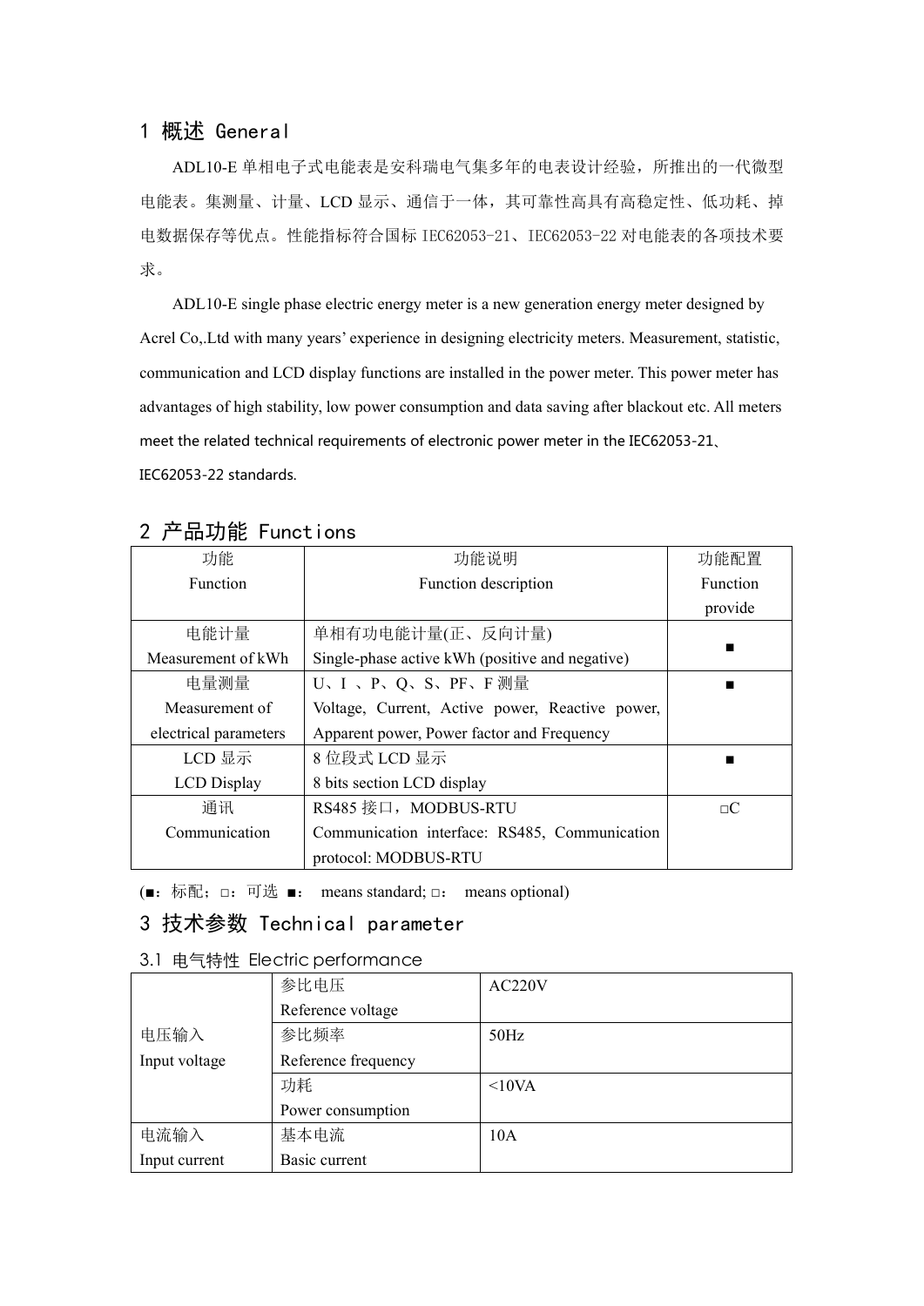## 1 概述 General

ADL10-E 单相电子式电能表是安科瑞电气集多年的电表设计经验，所推出的一代微型电能表。集测量、计量、LCD 显示、通信于一体，其可靠性高具有高稳定性、低功耗、掉电数据保存等优点。性能指标符合国标 IEC62053-21、IEC62053-22 对电能表的各项技术要求。

ADL10-E single phase electric energy meter is a new generation energy meter designed by Acrel Co,.Ltd with many years' experience in designing electricity meters. Measurement, statistic, communication and LCD display functions are installed in the power meter. This power meter has advantages of high stability, low power consumption and data saving after blackout etc. All meters meet the related technical requirements of electronic power meter in the IEC62053-21、IEC62053-22 standards.

## 2 产品功能 Functions

| 功能<br>Function | 功能说明<br>Function description | 功能配置<br>Function provide |
|---|---|---|
| 电能计量<br>Measurement of kWh | 单相有功电能计量(正、反向计量)<br>Single-phase active kWh (positive and negative) | ■ |
| 电量测量<br>Measurement of electrical parameters | U、I 、P、Q、S、PF、F 测量<br>Voltage, Current, Active power, Reactive power, Apparent power, Power factor and Frequency | ■ |
| LCD 显示<br>LCD Display | 8 位段式 LCD 显示<br>8 bits section LCD display | ■ |
| 通讯<br>Communication | RS485 接口，MODBUS-RTU<br>Communication interface: RS485, Communication protocol: MODBUS-RTU | □C |

(■：标配；□：可选 ■： means standard; □： means optional)

## 3 技术参数 Technical parameter

### 3.1 电气特性 Electric performance

| | | |
|---|---|---|
| 电压输入<br>Input voltage | 参比电压<br>Reference voltage | AC220V |
| | 参比频率<br>Reference frequency | 50Hz |
| | 功耗<br>Power consumption | <10VA |
| 电流输入<br>Input current | 基本电流<br>Basic current | 10A |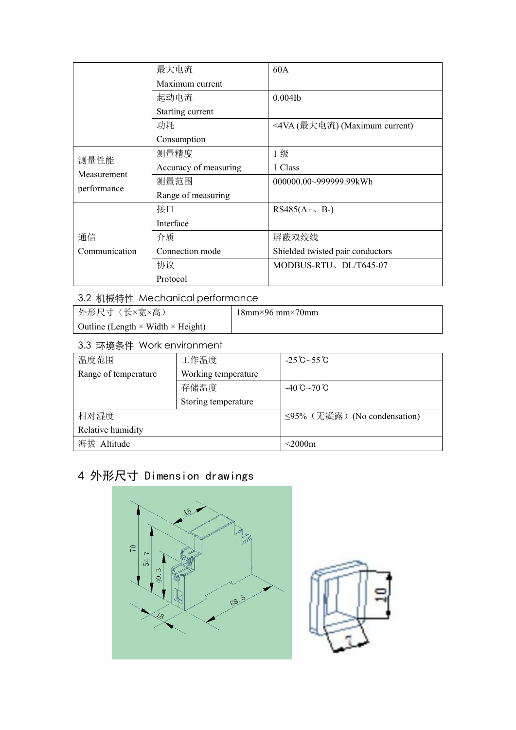| | | |
|---|---|---|
| | 最大电流<br>Maximum current | 60A |
| | 起动电流<br>Starting current | 0.004Ib |
| | 功耗<br>Consumption | <4VA (最大电流) (Maximum current) |
| 测量性能<br>Measurement performance | 测量精度<br>Accuracy of measuring | 1 级<br>1 Class |
| | 测量范围<br>Range of measuring | 000000.00~999999.99kWh |
| 通信<br>Communication | 接口<br>Interface | RS485(A+、B-) |
| | 介质<br>Connection mode | 屏蔽双绞线<br>Shielded twisted pair conductors |
| | 协议<br>Protocol | MODBUS-RTU、DL/T645-07 |

### 3.2 机械特性 Mechanical performance

| | |
|---|---|
| 外形尺寸（长×宽×高）<br>Outline (Length × Width × Height) | 18mm×96 mm×70mm |

### 3.3 环境条件 Work environment

| | | |
|---|---|---|
| 温度范围<br>Range of temperature | 工作温度<br>Working temperature | -25℃~55℃ |
| | 存储温度<br>Storing temperature | -40℃~70℃ |
| 相对湿度<br>Relative humidity | | ≤95%（无凝露）(No condensation) |
| 海拔 Altitude | | <2000m |

## 4 外形尺寸 Dimension drawings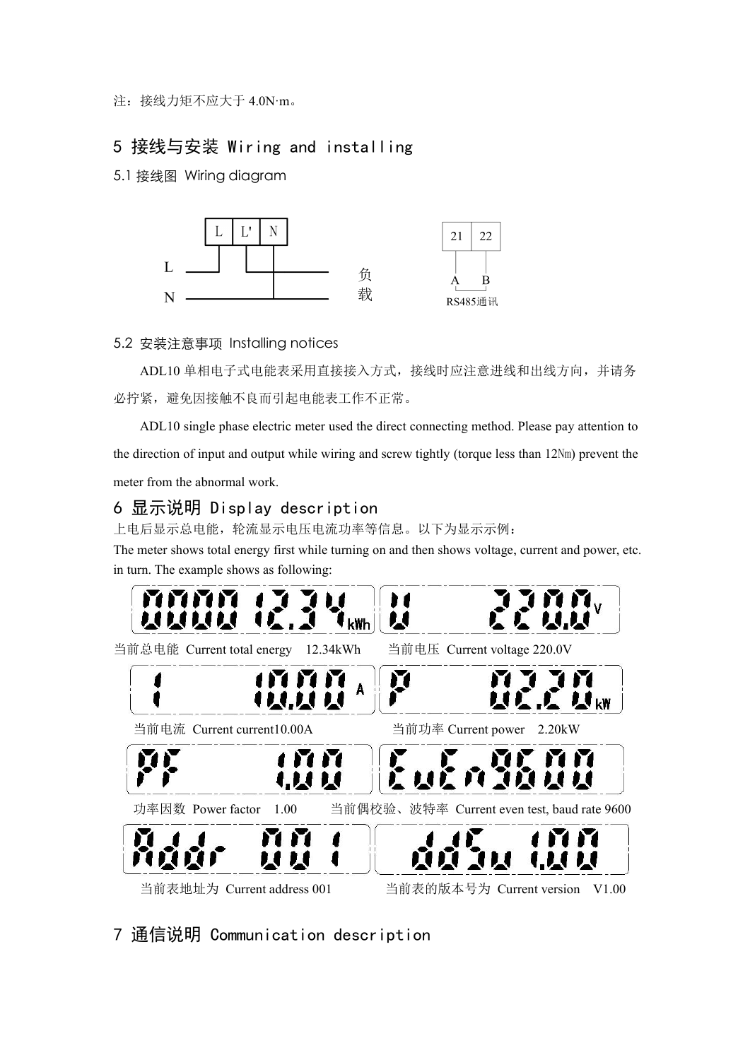注：接线力矩不应大于 4.0N·m。

## 5 接线与安装 Wiring and installing

### 5.1 接线图 Wiring diagram

L L' N

L

N

负载

21 22

A B

RS485通讯

### 5.2 安装注意事项 Installing notices

ADL10 单相电子式电能表采用直接接入方式，接线时应注意进线和出线方向，并请务必拧紧，避免因接触不良而引起电能表工作不正常。

ADL10 single phase electric meter used the direct connecting method. Please pay attention to the direction of input and output while wiring and screw tightly (torque less than 12Nm) prevent the meter from the abnormal work.

## 6 显示说明 Display description

上电后显示总电能，轮流显示电压电流功率等信息。以下为显示示例：

The meter shows total energy first while turning on and then shows voltage, current and power, etc. in turn. The example shows as following:

0000 12.34 kWh

当前总电能 Current total energy 12.34kWh

U 220.0 V

当前电压 Current voltage 220.0V

I 10.00 A

当前电流 Current current10.00A

P 02.20 kW

当前功率 Current power 2.20kW

PF 1.00

功率因数 Power factor 1.00

EvEn9600

当前偶校验、波特率 Current even test, baud rate 9600

Addr 001

当前表地址为 Current address 001

ddSu 1.00

当前表的版本号为 Current version V1.00

## 7 通信说明 Communication description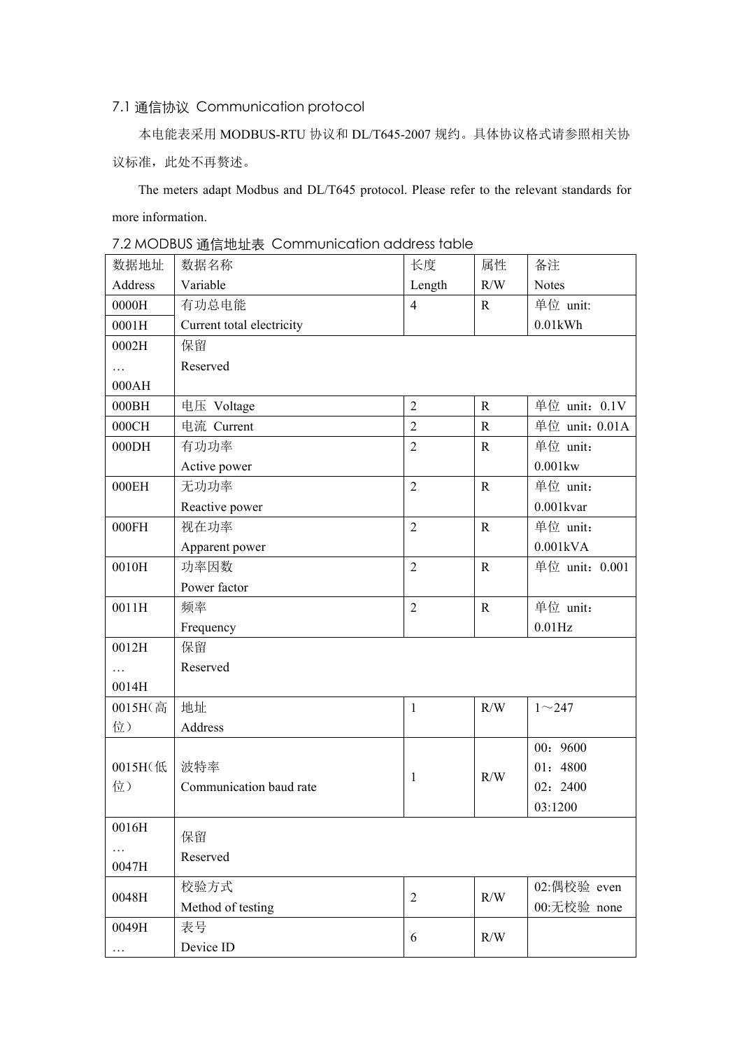### 7.1 通信协议 Communication protocol

本电能表采用 MODBUS-RTU 协议和 DL/T645-2007 规约。具体协议格式请参照相关协议标准，此处不再赘述。

The meters adapt Modbus and DL/T645 protocol. Please refer to the relevant standards for more information.

### 7.2 MODBUS 通信地址表 Communication address table

| 数据地址 Address | 数据名称 Variable | 长度 Length | 属性 R/W | 备注 Notes |
|---|---|---|---|---|
| 0000H<br>0001H | 有功总电能<br>Current total electricity | 4 | R | 单位 unit:<br>0.01kWh |
| 0002H<br>…<br>000AH | 保留<br>Reserved | | | |
| 000BH | 电压 Voltage | 2 | R | 单位 unit：0.1V |
| 000CH | 电流 Current | 2 | R | 单位 unit：0.01A |
| 000DH | 有功功率<br>Active power | 2 | R | 单位 unit:<br>0.001kw |
| 000EH | 无功功率<br>Reactive power | 2 | R | 单位 unit：<br>0.001kvar |
| 000FH | 视在功率<br>Apparent power | 2 | R | 单位 unit：<br>0.001kVA |
| 0010H | 功率因数<br>Power factor | 2 | R | 单位 unit：0.001 |
| 0011H | 频率<br>Frequency | 2 | R | 单位 unit：<br>0.01Hz |
| 0012H<br>…<br>0014H | 保留<br>Reserved | | | |
| 0015H(高位） | 地址<br>Address | 1 | R/W | 1～247 |
| 0015H(低位） | 波特率<br>Communication baud rate | 1 | R/W | 00：9600<br>01：4800<br>02：2400<br>03:1200 |
| 0016H<br>…<br>0047H | 保留<br>Reserved | | | |
| 0048H | 校验方式<br>Method of testing | 2 | R/W | 02:偶校验 even<br>00:无校验 none |
| 0049H<br>… | 表号<br>Device ID | 6 | R/W | |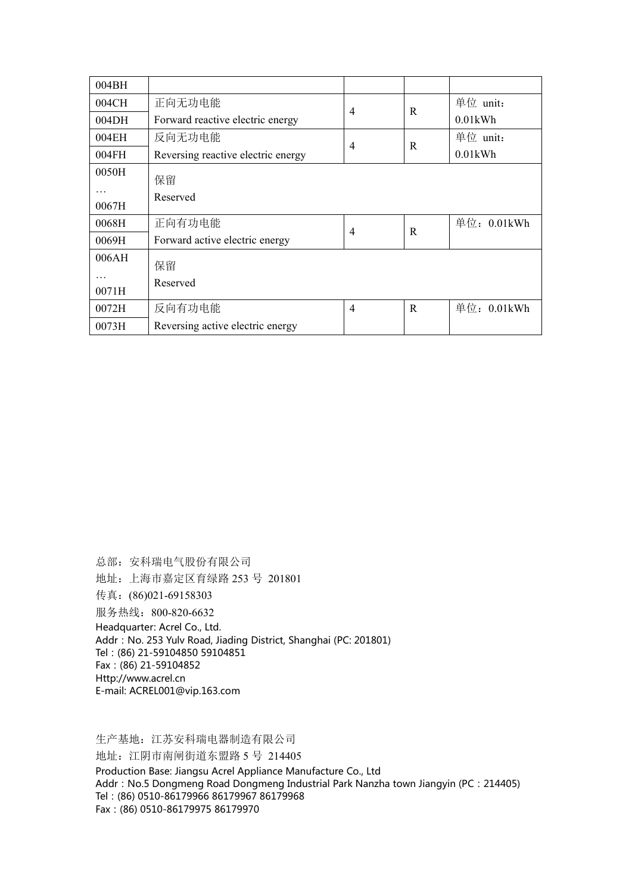| 004BH | | | | |
|---|---|---|---|---|
| 004CH | 正向无功电能 | 4 | R | 单位 unit： |
| 004DH | Forward reactive electric energy | | | 0.01kWh |
| 004EH | 反向无功电能 | 4 | R | 单位 unit： |
| 004FH | Reversing reactive electric energy | | | 0.01kWh |
| 0050H<br>…<br>0067H | 保留<br>Reserved | | | |
| 0068H | 正向有功电能 | 4 | R | 单位：0.01kWh |
| 0069H | Forward active electric energy | | | |
| 006AH<br>…<br>0071H | 保留<br>Reserved | | | |
| 0072H | 反向有功电能 | 4 | R | 单位：0.01kWh |
| 0073H | Reversing active electric energy | | | |

总部：安科瑞电气股份有限公司

地址：上海市嘉定区育绿路 253 号 201801

传真：(86)021-69158303

服务热线：800-820-6632

Headquarter: Acrel Co., Ltd.

Addr：No. 253 Yulv Road, Jiading District, Shanghai (PC: 201801)

Tel：(86) 21-59104850 59104851

Fax：(86) 21-59104852

Http://www.acrel.cn

E-mail: ACREL001@vip.163.com

生产基地：江苏安科瑞电器制造有限公司

地址：江阴市南闸街道东盟路 5 号 214405

Production Base: Jiangsu Acrel Appliance Manufacture Co., Ltd

Addr：No.5 Dongmeng Road Dongmeng Industrial Park Nanzha town Jiangyin (PC：214405)

Tel：(86) 0510-86179966 86179967 86179968

Fax：(86) 0510-86179975 86179970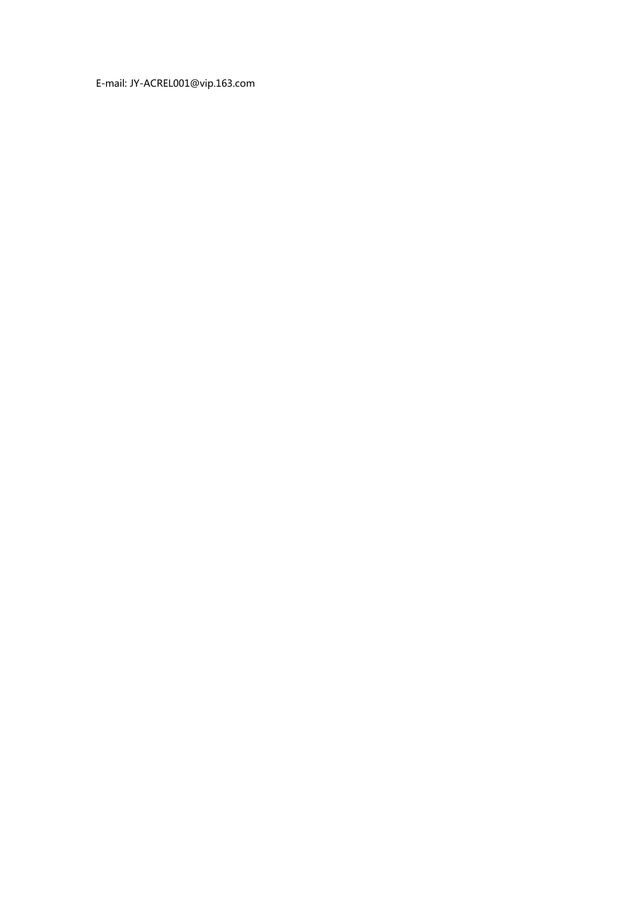E-mail: JY-ACREL001@vip.163.com